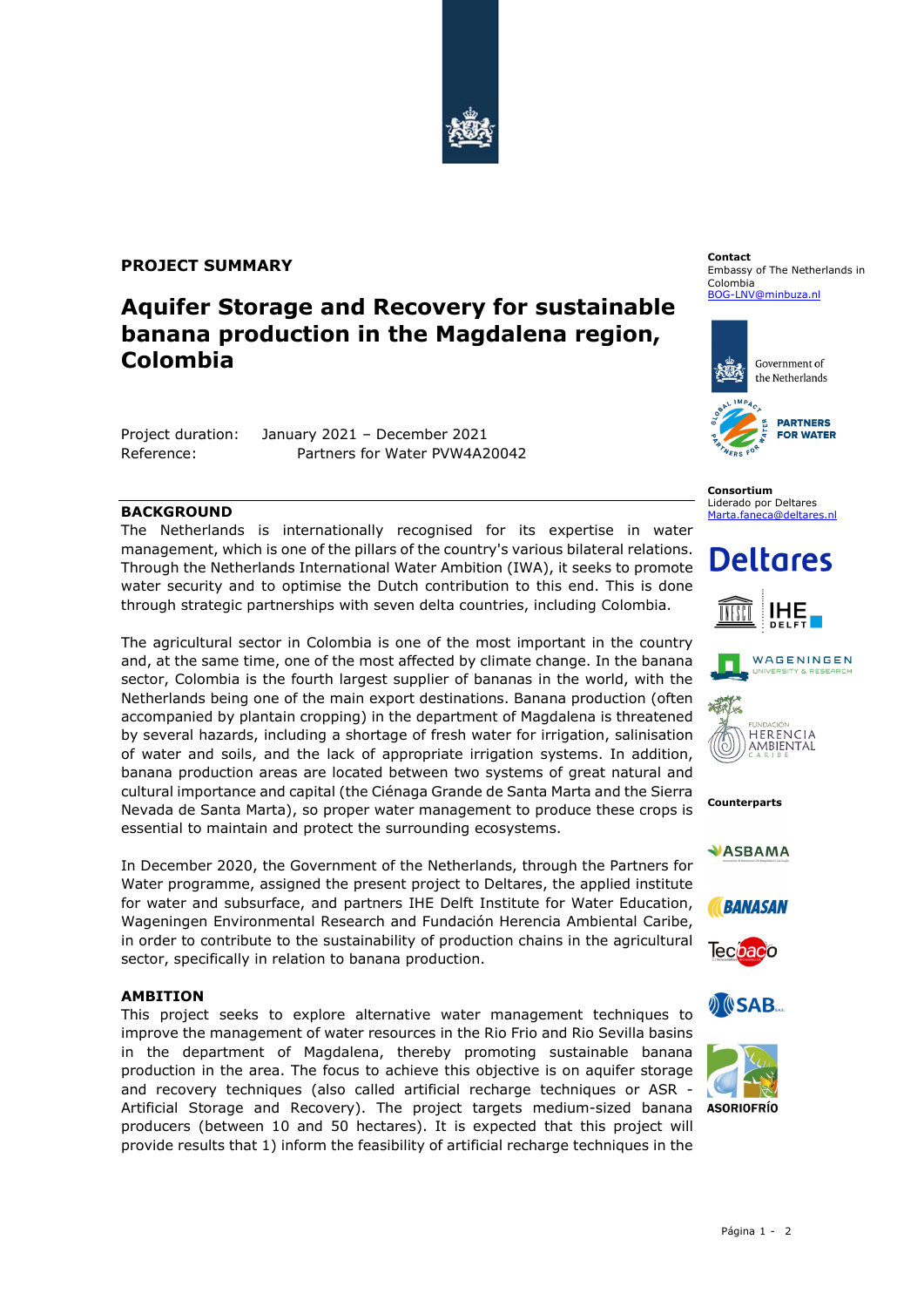**PROJECT SUMMARY**

# Aquifer Storage and Recovery for sustainable banana production in the Magdalena region, Colombia

Project duration: January 2021 – December 2021
Reference: Partners for Water PVW4A20042

**Contact**
Embassy of The Netherlands in Colombia
BOG-LNV@minbuza.nl

Government of the Netherlands

PARTNERS FOR WATER

**Consortium**
Liderado por Deltares
Marta.faneca@deltares.nl

Deltares

IHE DELFT

WAGENINGEN UNIVERSITY & RESEARCH

FUNDACIÓN HERENCIA AMBIENTAL CARIBE

**Counterparts**

ASBAMA

BANASAN

Tecbaco

SAB

ASORIOFRÍO

## BACKGROUND

The Netherlands is internationally recognised for its expertise in water management, which is one of the pillars of the country's various bilateral relations. Through the Netherlands International Water Ambition (IWA), it seeks to promote water security and to optimise the Dutch contribution to this end. This is done through strategic partnerships with seven delta countries, including Colombia.

The agricultural sector in Colombia is one of the most important in the country and, at the same time, one of the most affected by climate change. In the banana sector, Colombia is the fourth largest supplier of bananas in the world, with the Netherlands being one of the main export destinations. Banana production (often accompanied by plantain cropping) in the department of Magdalena is threatened by several hazards, including a shortage of fresh water for irrigation, salinisation of water and soils, and the lack of appropriate irrigation systems. In addition, banana production areas are located between two systems of great natural and cultural importance and capital (the Ciénaga Grande de Santa Marta and the Sierra Nevada de Santa Marta), so proper water management to produce these crops is essential to maintain and protect the surrounding ecosystems.

In December 2020, the Government of the Netherlands, through the Partners for Water programme, assigned the present project to Deltares, the applied institute for water and subsurface, and partners IHE Delft Institute for Water Education, Wageningen Environmental Research and Fundación Herencia Ambiental Caribe, in order to contribute to the sustainability of production chains in the agricultural sector, specifically in relation to banana production.

## AMBITION

This project seeks to explore alternative water management techniques to improve the management of water resources in the Rio Frio and Rio Sevilla basins in the department of Magdalena, thereby promoting sustainable banana production in the area. The focus to achieve this objective is on aquifer storage and recovery techniques (also called artificial recharge techniques or ASR - Artificial Storage and Recovery). The project targets medium-sized banana producers (between 10 and 50 hectares). It is expected that this project will provide results that 1) inform the feasibility of artificial recharge techniques in the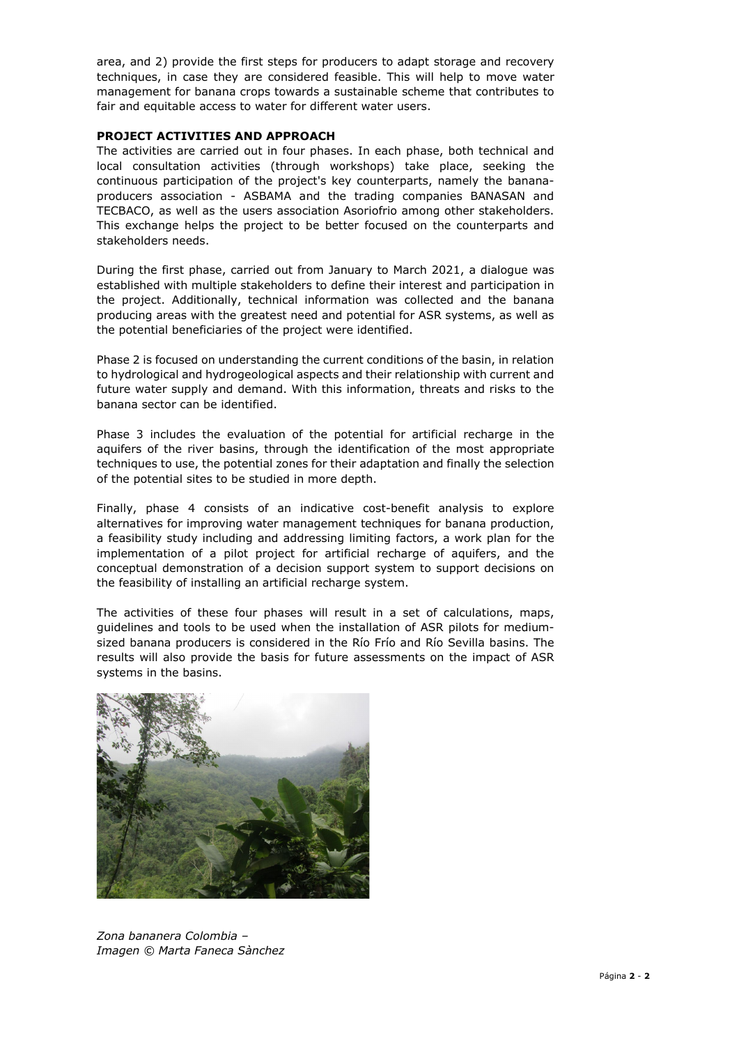area, and 2) provide the first steps for producers to adapt storage and recovery techniques, in case they are considered feasible. This will help to move water management for banana crops towards a sustainable scheme that contributes to fair and equitable access to water for different water users.

**PROJECT ACTIVITIES AND APPROACH**

The activities are carried out in four phases. In each phase, both technical and local consultation activities (through workshops) take place, seeking the continuous participation of the project's key counterparts, namely the banana-producers association - ASBAMA and the trading companies BANASAN and TECBACO, as well as the users association Asoriofrio among other stakeholders. This exchange helps the project to be better focused on the counterparts and stakeholders needs.

During the first phase, carried out from January to March 2021, a dialogue was established with multiple stakeholders to define their interest and participation in the project. Additionally, technical information was collected and the banana producing areas with the greatest need and potential for ASR systems, as well as the potential beneficiaries of the project were identified.

Phase 2 is focused on understanding the current conditions of the basin, in relation to hydrological and hydrogeological aspects and their relationship with current and future water supply and demand. With this information, threats and risks to the banana sector can be identified.

Phase 3 includes the evaluation of the potential for artificial recharge in the aquifers of the river basins, through the identification of the most appropriate techniques to use, the potential zones for their adaptation and finally the selection of the potential sites to be studied in more depth.

Finally, phase 4 consists of an indicative cost-benefit analysis to explore alternatives for improving water management techniques for banana production, a feasibility study including and addressing limiting factors, a work plan for the implementation of a pilot project for artificial recharge of aquifers, and the conceptual demonstration of a decision support system to support decisions on the feasibility of installing an artificial recharge system.

The activities of these four phases will result in a set of calculations, maps, guidelines and tools to be used when the installation of ASR pilots for medium-sized banana producers is considered in the Río Frío and Río Sevilla basins. The results will also provide the basis for future assessments on the impact of ASR systems in the basins.

*Zona bananera Colombia – Imagen © Marta Faneca Sànchez*